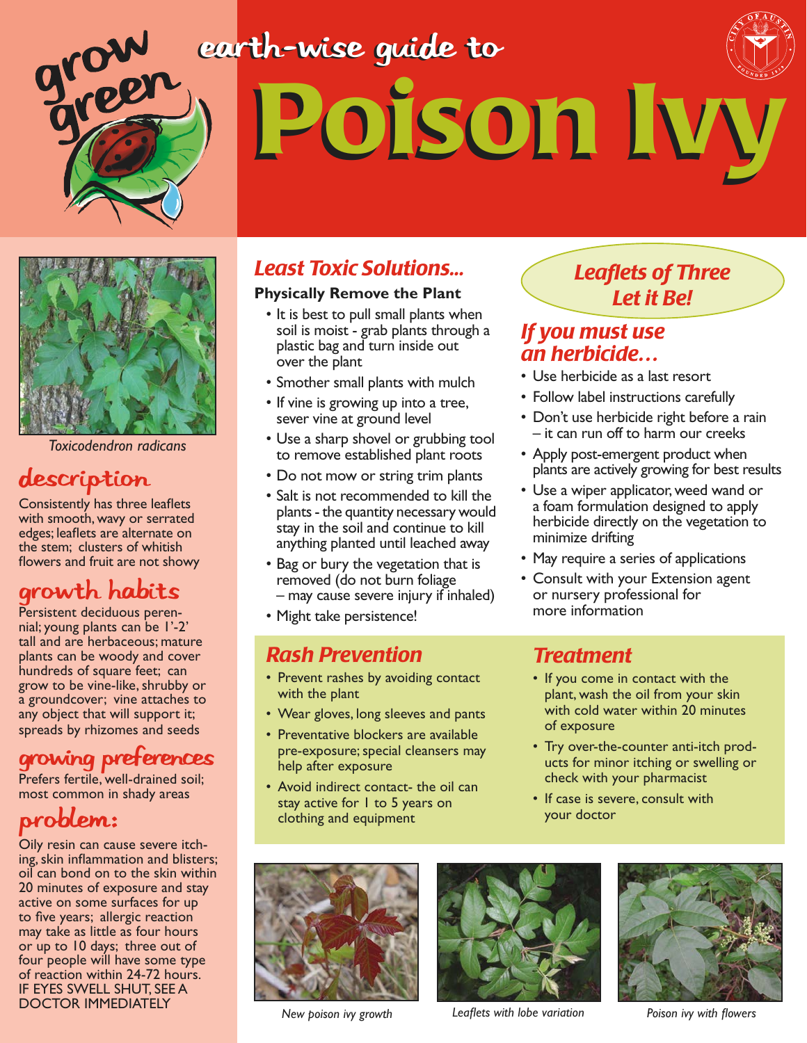grow green

# earth-wise guide to Poison Ivy

*Toxicodendron radicans*

## description

Consistently has three leaflets with smooth, wavy or serrated edges; leaflets are alternate on the stem; clusters of whitish flowers and fruit are not showy

## growth habits

Persistent deciduous perennial; young plants can be 1'-2' tall and are herbaceous; mature plants can be woody and cover hundreds of square feet; can grow to be vine-like, shrubby or a groundcover; vine attaches to any object that will support it; spreads by rhizomes and seeds

## growing preferences

Prefers fertile, well-drained soil; most common in shady areas

## problem:

Oily resin can cause severe itching, skin inflammation and blisters; oil can bond on to the skin within 20 minutes of exposure and stay active on some surfaces for up to five years; allergic reaction may take as little as four hours or up to 10 days; three out of four people will have some type of reaction within 24-72 hours. IF EYES SWELL SHUT, SEE A DOCTOR IMMEDIATELY

## *Least Toxic Solutions...*

### Physically Remove the Plant

- It is best to pull small plants when soil is moist - grab plants through a plastic bag and turn inside out over the plant
- Smother small plants with mulch
- If vine is growing up into a tree, sever vine at ground level
- Use a sharp shovel or grubbing tool to remove established plant roots
- Do not mow or string trim plants
- Salt is not recommended to kill the plants - the quantity necessary would stay in the soil and continue to kill anything planted until leached away
- Bag or bury the vegetation that is removed (do not burn foliage – may cause severe injury if inhaled)
- Might take persistence!

*Leaflets of Three Let it Be!*

## *If you must use an herbicide…*

- Use herbicide as a last resort
- Follow label instructions carefully
- Don't use herbicide right before a rain – it can run off to harm our creeks
- Apply post-emergent product when plants are actively growing for best results
- Use a wiper applicator, weed wand or a foam formulation designed to apply herbicide directly on the vegetation to minimize drifting
- May require a series of applications
- Consult with your Extension agent or nursery professional for more information

## *Rash Prevention*

- Prevent rashes by avoiding contact with the plant
- Wear gloves, long sleeves and pants
- Preventative blockers are available pre-exposure; special cleansers may help after exposure
- Avoid indirect contact- the oil can stay active for 1 to 5 years on clothing and equipment

## *Treatment*

- If you come in contact with the plant, wash the oil from your skin with cold water within 20 minutes of exposure
- Try over-the-counter anti-itch products for minor itching or swelling or check with your pharmacist
- If case is severe, consult with your doctor

*New poison ivy growth*

*Leaflets with lobe variation*

*Poison ivy with flowers*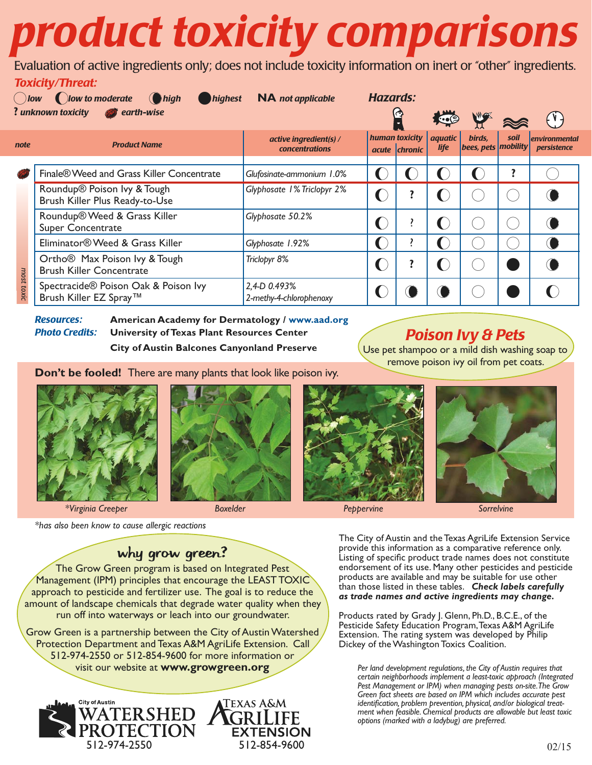# product toxicity comparisons

Evaluation of active ingredients only; does not include toxicity information on inert or "other" ingredients.

***Toxicity/Threat:***

*low* · *low to moderate* · *high* · *highest* · **NA** *not applicable* · **?** *unknown toxicity* · *earth-wise*

***Hazards:***

| note | Product Name | active ingredient(s) / concentrations | human toxicity acute | human toxicity chronic | aquatic life | birds, bees, pets | soil mobility | environmental persistence |
|---|---|---|---|---|---|---|---|---|
| earth-wise | Finale® Weed and Grass Killer Concentrate | Glufosinate-ammonium 1.0% | low to moderate | low to moderate | low to moderate | low to moderate | ? | low |
| | Roundup® Poison Ivy & Tough Brush Killer Plus Ready-to-Use | Glyphosate 1% Triclopyr 2% | low to moderate | ? | low to moderate | low | low | high |
| | Roundup® Weed & Grass Killer Super Concentrate | Glyphosate 50.2% | low to moderate | ? | low to moderate | low | low | high |
| | Eliminator® Weed & Grass Killer | Glyphosate 1.92% | low to moderate | ? | low to moderate | low | low | high |
| | Ortho® Max Poison Ivy & Tough Brush Killer Concentrate | Triclopyr 8% | low to moderate | ? | low to moderate | low | highest | high |
| most toxic | Spectracide® Poison Oak & Poison Ivy Brush Killer EZ Spray™ | 2,4-D 0.493% 2-methy-4-chlorophenoxy | low to moderate | high | high | low | highest | low to moderate |

***Resources:*** **American Academy for Dermatology / www.aad.org**

***Photo Credits:*** **University of Texas Plant Resources Center**
**City of Austin Balcones Canyonland Preserve**

## *Poison Ivy & Pets*

Use pet shampoo or a mild dish washing soap to remove poison ivy oil from pet coats.

**Don't be fooled!** There are many plants that look like poison ivy.

*\*Virginia Creeper* · *Boxelder* · *Peppervine* · *Sorrelvine*

*\*has also been know to cause allergic reactions*

## why grow green?

The Grow Green program is based on Integrated Pest Management (IPM) principles that encourage the LEAST TOXIC approach to pesticide and fertilizer use. The goal is to reduce the amount of landscape chemicals that degrade water quality when they run off into waterways or leach into our groundwater.

Grow Green is a partnership between the City of Austin Watershed Protection Department and Texas A&M AgriLife Extension. Call 512-974-2550 or 512-854-9600 for more information or visit our website at **www.growgreen.org**

The City of Austin and the Texas AgriLife Extension Service provide this information as a comparative reference only. Listing of specific product trade names does not constitute endorsement of its use. Many other pesticides and pesticide products are available and may be suitable for use other than those listed in these tables. ***Check labels carefully as trade names and active ingredients may change.***

Products rated by Grady J. Glenn, Ph.D., B.C.E., of the Pesticide Safety Education Program, Texas A&M AgriLife Extension. The rating system was developed by Philip Dickey of the Washington Toxics Coalition.

*Per land development regulations, the City of Austin requires that certain neighborhoods implement a least-toxic approach (Integrated Pest Management or IPM) when managing pests on-site. The Grow Green fact sheets are based on IPM which includes accurate pest identification, problem prevention, physical, and/or biological treatment when feasible. Chemical products are allowable but least toxic options (marked with a ladybug) are preferred.*

City of Austin WATERSHED PROTECTION 512-974-2550

TEXAS A&M AGRILIFE EXTENSION 512-854-9600

02/15